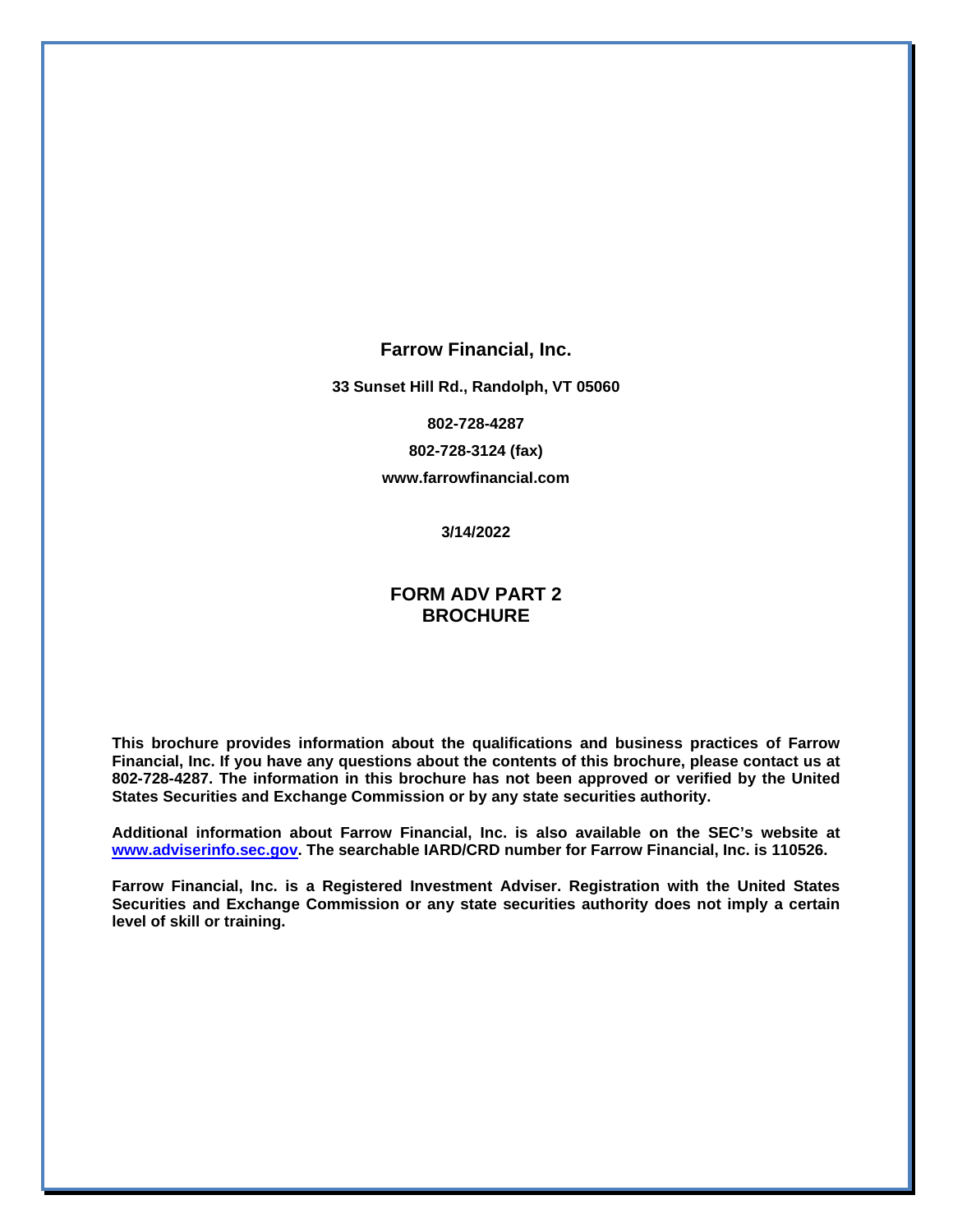# Farrow Financial, Inc.

**33 Sunset Hill Rd., Randolph, VT 05060**

**802-728-4287**

**802-728-3124 (fax)**

**www.farrowfinancial.com**

**3/14/2022**

## FORM ADV PART 2 BROCHURE

**This brochure provides information about the qualifications and business practices of Farrow Financial, Inc. If you have any questions about the contents of this brochure, please contact us at 802-728-4287. The information in this brochure has not been approved or verified by the United States Securities and Exchange Commission or by any state securities authority.**

**Additional information about Farrow Financial, Inc. is also available on the SEC's website at [www.adviserinfo.sec.gov](http://www.adviserinfo.sec.gov). The searchable IARD/CRD number for Farrow Financial, Inc. is 110526.**

**Farrow Financial, Inc. is a Registered Investment Adviser. Registration with the United States Securities and Exchange Commission or any state securities authority does not imply a certain level of skill or training.**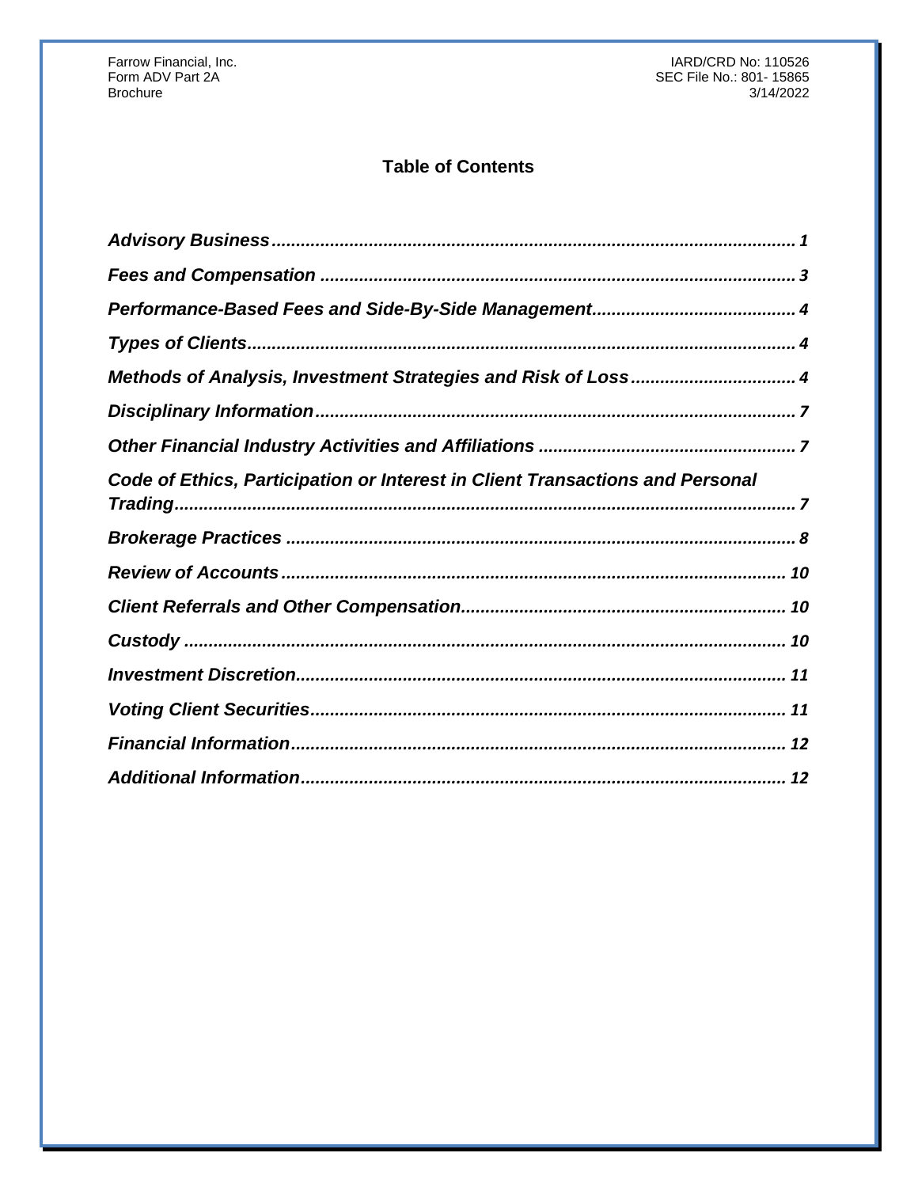## Table of Contents

| Section | Page |
|---|---|
| ***Advisory Business*** | 1 |
| ***Fees and Compensation*** | 3 |
| ***Performance-Based Fees and Side-By-Side Management*** | 4 |
| ***Types of Clients*** | 4 |
| ***Methods of Analysis, Investment Strategies and Risk of Loss*** | 4 |
| ***Disciplinary Information*** | 7 |
| ***Other Financial Industry Activities and Affiliations*** | 7 |
| ***Code of Ethics, Participation or Interest in Client Transactions and Personal Trading*** | 7 |
| ***Brokerage Practices*** | 8 |
| ***Review of Accounts*** | 10 |
| ***Client Referrals and Other Compensation*** | 10 |
| ***Custody*** | 10 |
| ***Investment Discretion*** | 11 |
| ***Voting Client Securities*** | 11 |
| ***Financial Information*** | 12 |
| ***Additional Information*** | 12 |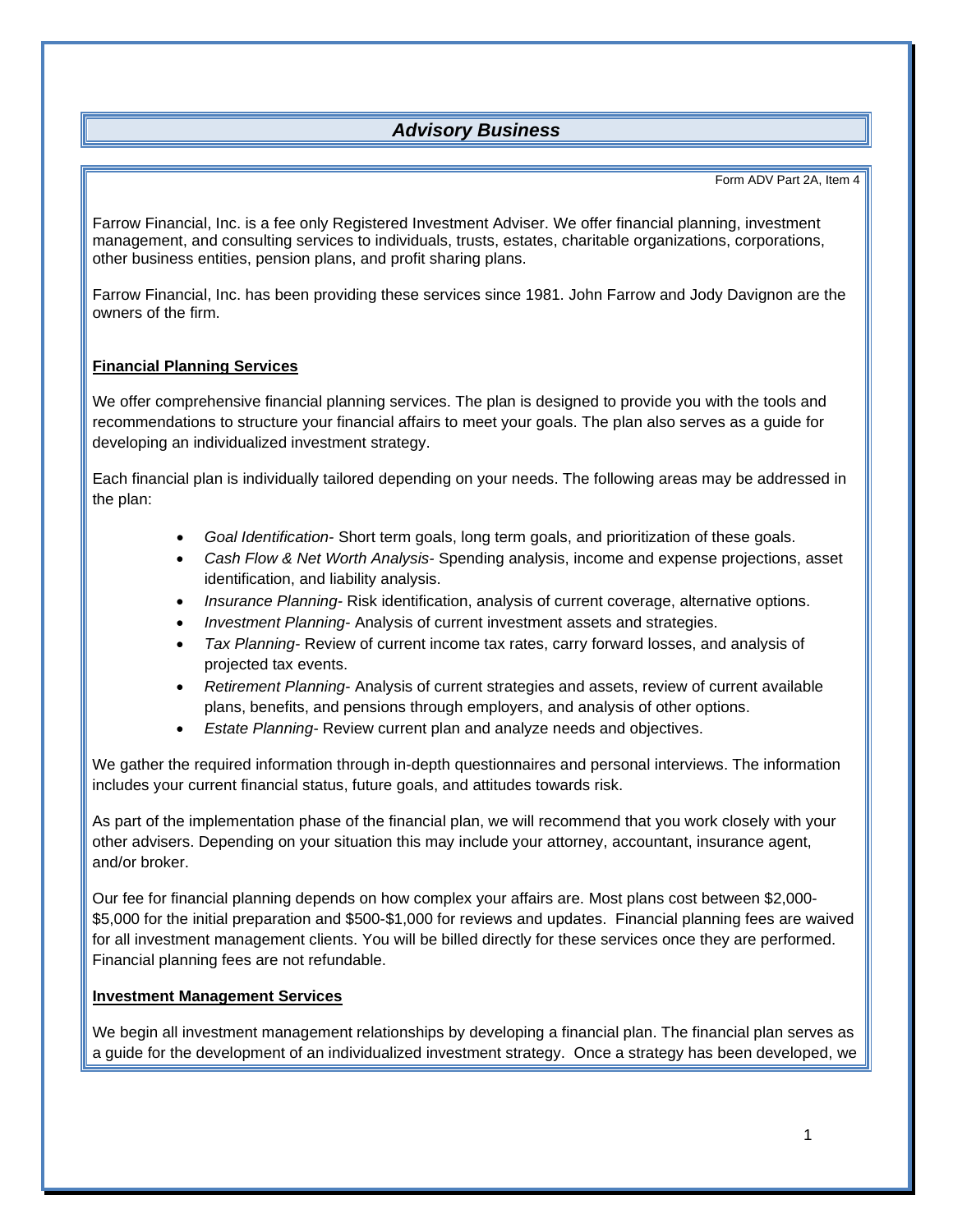## *Advisory Business*

Form ADV Part 2A, Item 4

Farrow Financial, Inc. is a fee only Registered Investment Adviser. We offer financial planning, investment management, and consulting services to individuals, trusts, estates, charitable organizations, corporations, other business entities, pension plans, and profit sharing plans.

Farrow Financial, Inc. has been providing these services since 1981. John Farrow and Jody Davignon are the owners of the firm.

**Financial Planning Services**

We offer comprehensive financial planning services. The plan is designed to provide you with the tools and recommendations to structure your financial affairs to meet your goals. The plan also serves as a guide for developing an individualized investment strategy.

Each financial plan is individually tailored depending on your needs. The following areas may be addressed in the plan:

- *Goal Identification*- Short term goals, long term goals, and prioritization of these goals.
- *Cash Flow & Net Worth Analysis*- Spending analysis, income and expense projections, asset identification, and liability analysis.
- *Insurance Planning*- Risk identification, analysis of current coverage, alternative options.
- *Investment Planning*- Analysis of current investment assets and strategies.
- *Tax Planning*- Review of current income tax rates, carry forward losses, and analysis of projected tax events.
- *Retirement Planning*- Analysis of current strategies and assets, review of current available plans, benefits, and pensions through employers, and analysis of other options.
- *Estate Planning*- Review current plan and analyze needs and objectives.

We gather the required information through in-depth questionnaires and personal interviews. The information includes your current financial status, future goals, and attitudes towards risk.

As part of the implementation phase of the financial plan, we will recommend that you work closely with your other advisers. Depending on your situation this may include your attorney, accountant, insurance agent, and/or broker.

Our fee for financial planning depends on how complex your affairs are. Most plans cost between $2,000-$5,000 for the initial preparation and $500-$1,000 for reviews and updates. Financial planning fees are waived for all investment management clients. You will be billed directly for these services once they are performed. Financial planning fees are not refundable.

**Investment Management Services**

We begin all investment management relationships by developing a financial plan. The financial plan serves as a guide for the development of an individualized investment strategy. Once a strategy has been developed, we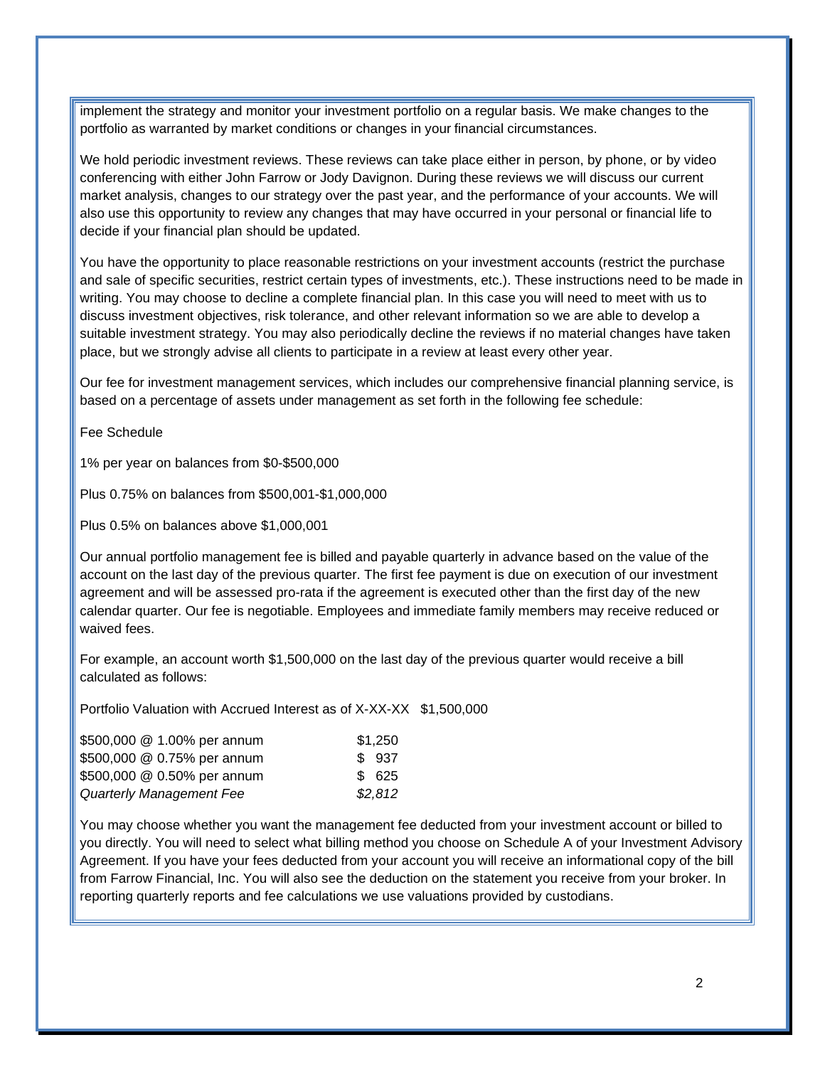implement the strategy and monitor your investment portfolio on a regular basis. We make changes to the portfolio as warranted by market conditions or changes in your financial circumstances.

We hold periodic investment reviews. These reviews can take place either in person, by phone, or by video conferencing with either John Farrow or Jody Davignon. During these reviews we will discuss our current market analysis, changes to our strategy over the past year, and the performance of your accounts. We will also use this opportunity to review any changes that may have occurred in your personal or financial life to decide if your financial plan should be updated.

You have the opportunity to place reasonable restrictions on your investment accounts (restrict the purchase and sale of specific securities, restrict certain types of investments, etc.). These instructions need to be made in writing. You may choose to decline a complete financial plan. In this case you will need to meet with us to discuss investment objectives, risk tolerance, and other relevant information so we are able to develop a suitable investment strategy. You may also periodically decline the reviews if no material changes have taken place, but we strongly advise all clients to participate in a review at least every other year.

Our fee for investment management services, which includes our comprehensive financial planning service, is based on a percentage of assets under management as set forth in the following fee schedule:

Fee Schedule

1% per year on balances from $0-$500,000

Plus 0.75% on balances from $500,001-$1,000,000

Plus 0.5% on balances above $1,000,001

Our annual portfolio management fee is billed and payable quarterly in advance based on the value of the account on the last day of the previous quarter. The first fee payment is due on execution of our investment agreement and will be assessed pro-rata if the agreement is executed other than the first day of the new calendar quarter. Our fee is negotiable. Employees and immediate family members may receive reduced or waived fees.

For example, an account worth $1,500,000 on the last day of the previous quarter would receive a bill calculated as follows:

Portfolio Valuation with Accrued Interest as of X-XX-XX $1,500,000

| | |
|---|---|
| $500,000 @ 1.00% per annum | $1,250 |
| $500,000 @ 0.75% per annum | $ 937 |
| $500,000 @ 0.50% per annum | $ 625 |
| *Quarterly Management Fee* | *$2,812* |

You may choose whether you want the management fee deducted from your investment account or billed to you directly. You will need to select what billing method you choose on Schedule A of your Investment Advisory Agreement. If you have your fees deducted from your account you will receive an informational copy of the bill from Farrow Financial, Inc. You will also see the deduction on the statement you receive from your broker. In reporting quarterly reports and fee calculations we use valuations provided by custodians.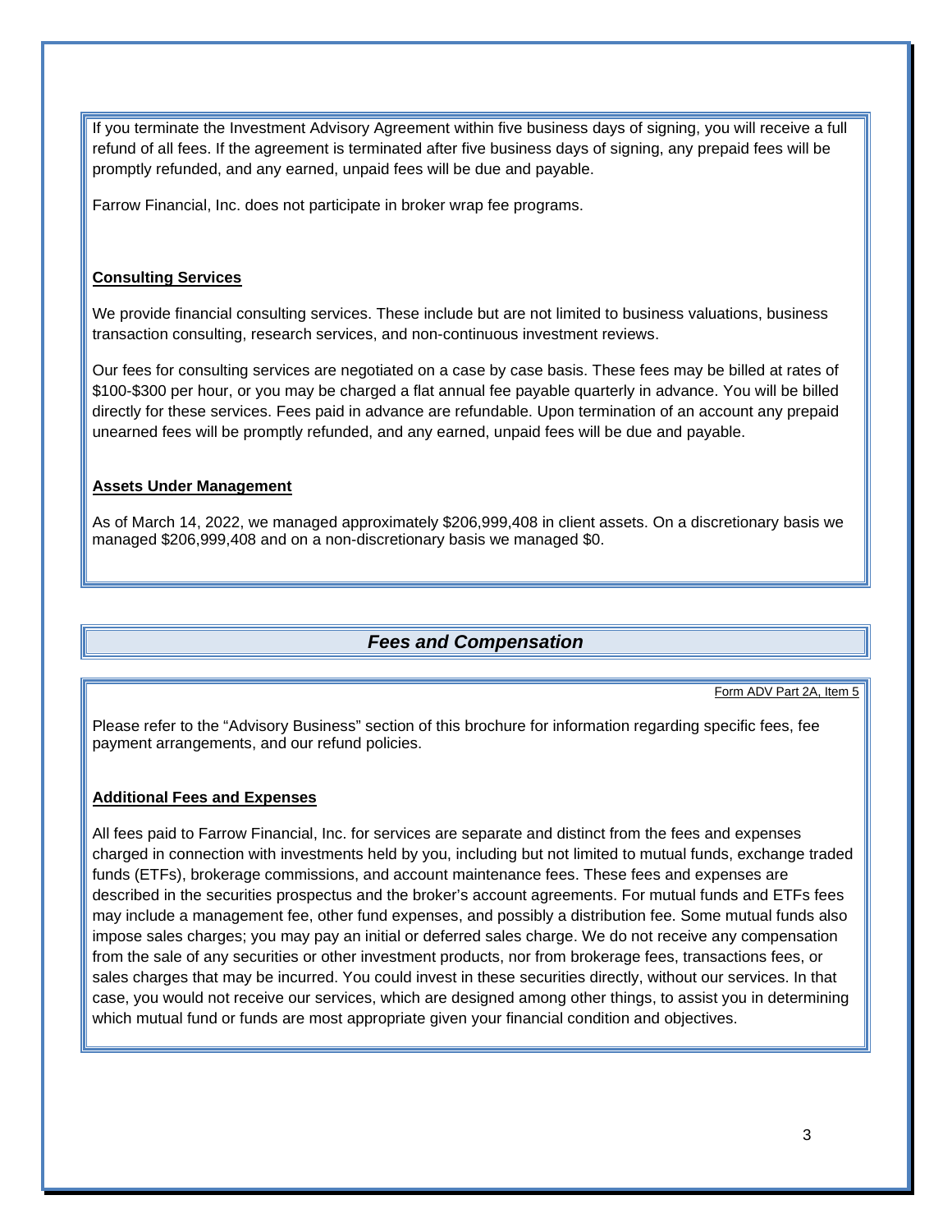If you terminate the Investment Advisory Agreement within five business days of signing, you will receive a full refund of all fees. If the agreement is terminated after five business days of signing, any prepaid fees will be promptly refunded, and any earned, unpaid fees will be due and payable.

Farrow Financial, Inc. does not participate in broker wrap fee programs.

### Consulting Services

We provide financial consulting services. These include but are not limited to business valuations, business transaction consulting, research services, and non-continuous investment reviews.

Our fees for consulting services are negotiated on a case by case basis. These fees may be billed at rates of $100-$300 per hour, or you may be charged a flat annual fee payable quarterly in advance. You will be billed directly for these services. Fees paid in advance are refundable. Upon termination of an account any prepaid unearned fees will be promptly refunded, and any earned, unpaid fees will be due and payable.

### Assets Under Management

As of March 14, 2022, we managed approximately $206,999,408 in client assets. On a discretionary basis we managed $206,999,408 and on a non-discretionary basis we managed $0.

## *Fees and Compensation*

Form ADV Part 2A, Item 5

Please refer to the "Advisory Business" section of this brochure for information regarding specific fees, fee payment arrangements, and our refund policies.

### Additional Fees and Expenses

All fees paid to Farrow Financial, Inc. for services are separate and distinct from the fees and expenses charged in connection with investments held by you, including but not limited to mutual funds, exchange traded funds (ETFs), brokerage commissions, and account maintenance fees. These fees and expenses are described in the securities prospectus and the broker's account agreements. For mutual funds and ETFs fees may include a management fee, other fund expenses, and possibly a distribution fee. Some mutual funds also impose sales charges; you may pay an initial or deferred sales charge. We do not receive any compensation from the sale of any securities or other investment products, nor from brokerage fees, transactions fees, or sales charges that may be incurred. You could invest in these securities directly, without our services. In that case, you would not receive our services, which are designed among other things, to assist you in determining which mutual fund or funds are most appropriate given your financial condition and objectives.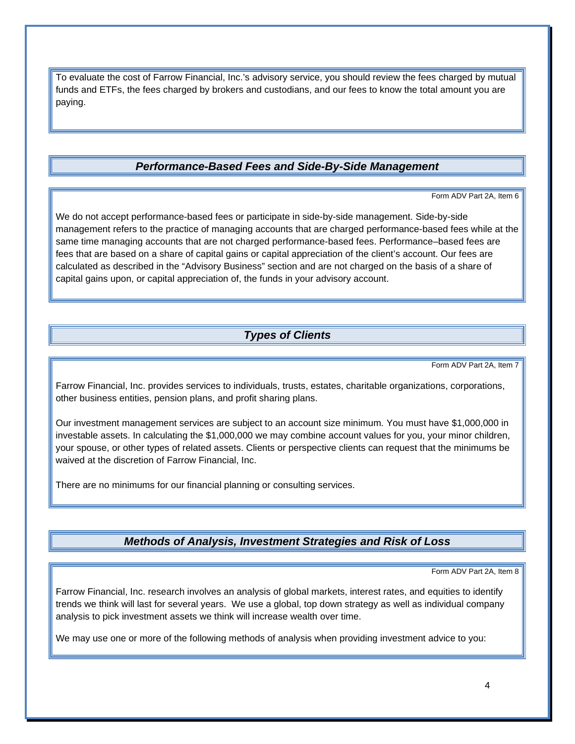To evaluate the cost of Farrow Financial, Inc.'s advisory service, you should review the fees charged by mutual funds and ETFs, the fees charged by brokers and custodians, and our fees to know the total amount you are paying.

## *Performance-Based Fees and Side-By-Side Management*

Form ADV Part 2A, Item 6

We do not accept performance-based fees or participate in side-by-side management. Side-by-side management refers to the practice of managing accounts that are charged performance-based fees while at the same time managing accounts that are not charged performance-based fees. Performance–based fees are fees that are based on a share of capital gains or capital appreciation of the client's account. Our fees are calculated as described in the "Advisory Business" section and are not charged on the basis of a share of capital gains upon, or capital appreciation of, the funds in your advisory account.

## *Types of Clients*

Form ADV Part 2A, Item 7

Farrow Financial, Inc. provides services to individuals, trusts, estates, charitable organizations, corporations, other business entities, pension plans, and profit sharing plans.

Our investment management services are subject to an account size minimum. You must have $1,000,000 in investable assets. In calculating the $1,000,000 we may combine account values for you, your minor children, your spouse, or other types of related assets. Clients or perspective clients can request that the minimums be waived at the discretion of Farrow Financial, Inc.

There are no minimums for our financial planning or consulting services.

## *Methods of Analysis, Investment Strategies and Risk of Loss*

Form ADV Part 2A, Item 8

Farrow Financial, Inc. research involves an analysis of global markets, interest rates, and equities to identify trends we think will last for several years. We use a global, top down strategy as well as individual company analysis to pick investment assets we think will increase wealth over time.

We may use one or more of the following methods of analysis when providing investment advice to you: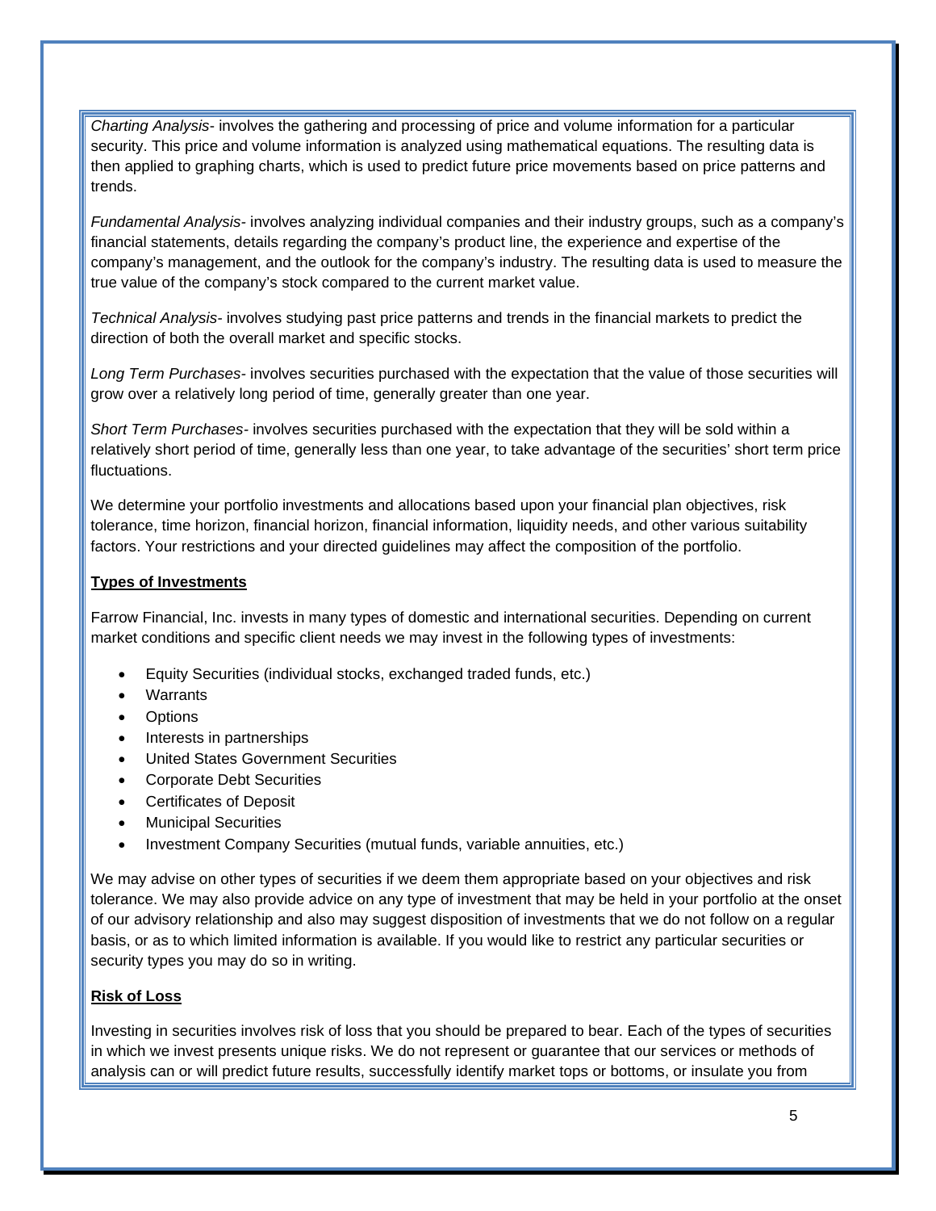*Charting Analysis*- involves the gathering and processing of price and volume information for a particular security. This price and volume information is analyzed using mathematical equations. The resulting data is then applied to graphing charts, which is used to predict future price movements based on price patterns and trends.

*Fundamental Analysis*- involves analyzing individual companies and their industry groups, such as a company's financial statements, details regarding the company's product line, the experience and expertise of the company's management, and the outlook for the company's industry. The resulting data is used to measure the true value of the company's stock compared to the current market value.

*Technical Analysis*- involves studying past price patterns and trends in the financial markets to predict the direction of both the overall market and specific stocks.

*Long Term Purchases*- involves securities purchased with the expectation that the value of those securities will grow over a relatively long period of time, generally greater than one year.

*Short Term Purchases*- involves securities purchased with the expectation that they will be sold within a relatively short period of time, generally less than one year, to take advantage of the securities' short term price fluctuations.

We determine your portfolio investments and allocations based upon your financial plan objectives, risk tolerance, time horizon, financial horizon, financial information, liquidity needs, and other various suitability factors. Your restrictions and your directed guidelines may affect the composition of the portfolio.

**Types of Investments**

Farrow Financial, Inc. invests in many types of domestic and international securities. Depending on current market conditions and specific client needs we may invest in the following types of investments:

- Equity Securities (individual stocks, exchanged traded funds, etc.)
- Warrants
- Options
- Interests in partnerships
- United States Government Securities
- Corporate Debt Securities
- Certificates of Deposit
- Municipal Securities
- Investment Company Securities (mutual funds, variable annuities, etc.)

We may advise on other types of securities if we deem them appropriate based on your objectives and risk tolerance. We may also provide advice on any type of investment that may be held in your portfolio at the onset of our advisory relationship and also may suggest disposition of investments that we do not follow on a regular basis, or as to which limited information is available. If you would like to restrict any particular securities or security types you may do so in writing.

**Risk of Loss**

Investing in securities involves risk of loss that you should be prepared to bear. Each of the types of securities in which we invest presents unique risks. We do not represent or guarantee that our services or methods of analysis can or will predict future results, successfully identify market tops or bottoms, or insulate you from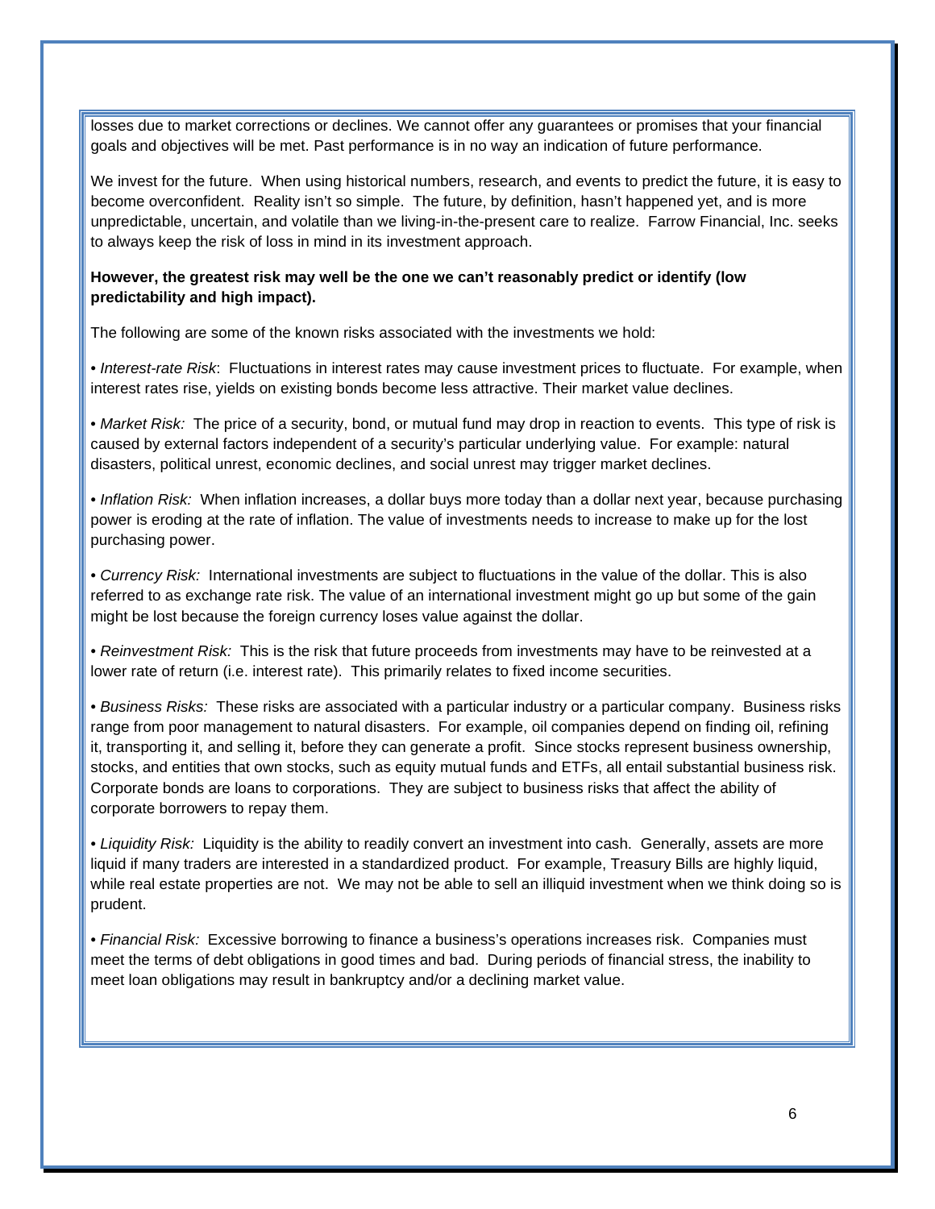losses due to market corrections or declines. We cannot offer any guarantees or promises that your financial goals and objectives will be met. Past performance is in no way an indication of future performance.

We invest for the future. When using historical numbers, research, and events to predict the future, it is easy to become overconfident. Reality isn't so simple. The future, by definition, hasn't happened yet, and is more unpredictable, uncertain, and volatile than we living-in-the-present care to realize. Farrow Financial, Inc. seeks to always keep the risk of loss in mind in its investment approach.

**However, the greatest risk may well be the one we can't reasonably predict or identify (low predictability and high impact).**

The following are some of the known risks associated with the investments we hold:

• *Interest-rate Risk*: Fluctuations in interest rates may cause investment prices to fluctuate. For example, when interest rates rise, yields on existing bonds become less attractive. Their market value declines.

• *Market Risk:* The price of a security, bond, or mutual fund may drop in reaction to events. This type of risk is caused by external factors independent of a security's particular underlying value. For example: natural disasters, political unrest, economic declines, and social unrest may trigger market declines.

• *Inflation Risk:* When inflation increases, a dollar buys more today than a dollar next year, because purchasing power is eroding at the rate of inflation. The value of investments needs to increase to make up for the lost purchasing power.

• *Currency Risk:* International investments are subject to fluctuations in the value of the dollar. This is also referred to as exchange rate risk. The value of an international investment might go up but some of the gain might be lost because the foreign currency loses value against the dollar.

• *Reinvestment Risk:* This is the risk that future proceeds from investments may have to be reinvested at a lower rate of return (i.e. interest rate). This primarily relates to fixed income securities.

• *Business Risks:* These risks are associated with a particular industry or a particular company. Business risks range from poor management to natural disasters. For example, oil companies depend on finding oil, refining it, transporting it, and selling it, before they can generate a profit. Since stocks represent business ownership, stocks, and entities that own stocks, such as equity mutual funds and ETFs, all entail substantial business risk. Corporate bonds are loans to corporations. They are subject to business risks that affect the ability of corporate borrowers to repay them.

• *Liquidity Risk:* Liquidity is the ability to readily convert an investment into cash. Generally, assets are more liquid if many traders are interested in a standardized product. For example, Treasury Bills are highly liquid, while real estate properties are not. We may not be able to sell an illiquid investment when we think doing so is prudent.

• *Financial Risk:* Excessive borrowing to finance a business's operations increases risk. Companies must meet the terms of debt obligations in good times and bad. During periods of financial stress, the inability to meet loan obligations may result in bankruptcy and/or a declining market value.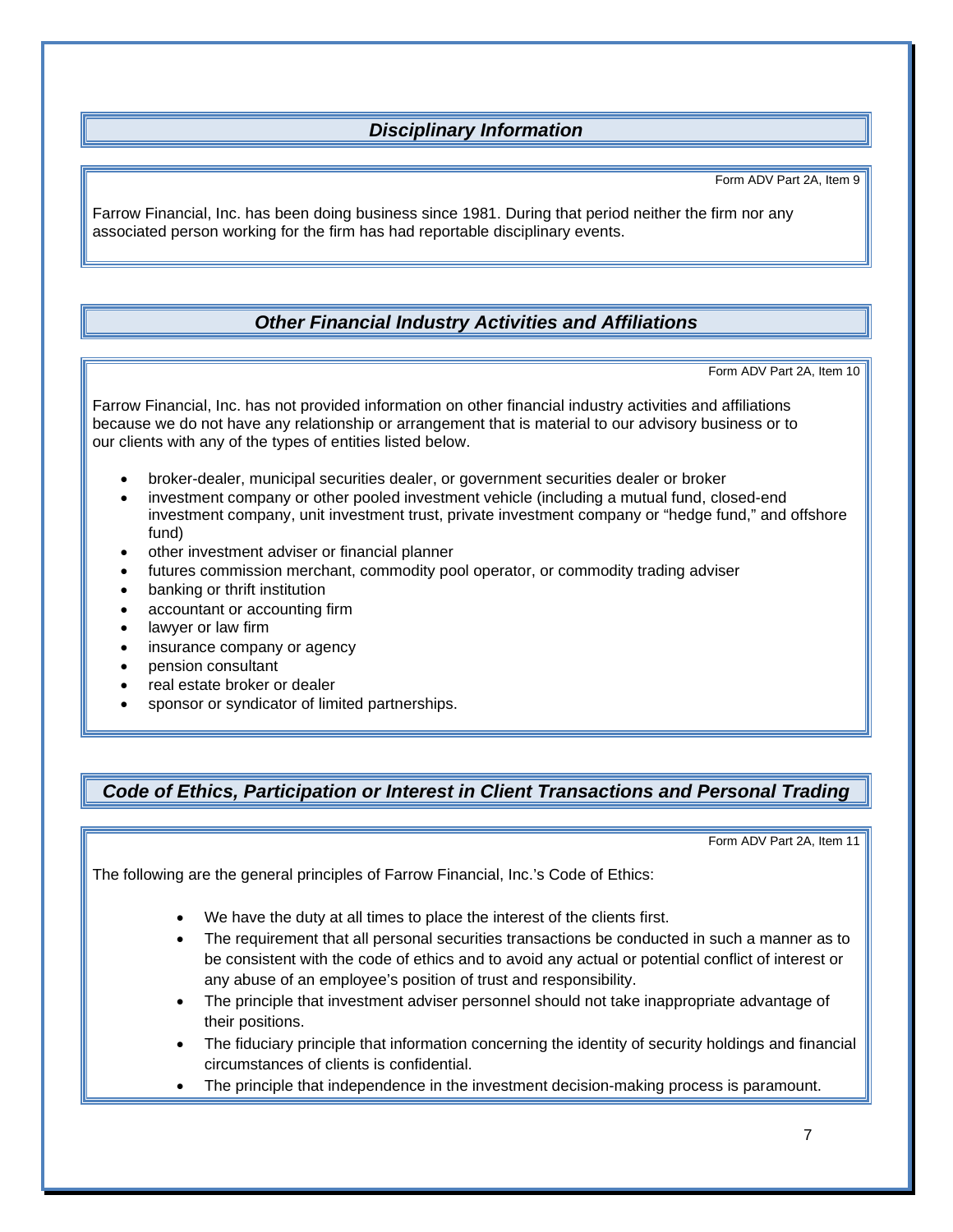## *Disciplinary Information*

Form ADV Part 2A, Item 9

Farrow Financial, Inc. has been doing business since 1981. During that period neither the firm nor any associated person working for the firm has had reportable disciplinary events.

## *Other Financial Industry Activities and Affiliations*

Form ADV Part 2A, Item 10

Farrow Financial, Inc. has not provided information on other financial industry activities and affiliations because we do not have any relationship or arrangement that is material to our advisory business or to our clients with any of the types of entities listed below.

- broker-dealer, municipal securities dealer, or government securities dealer or broker
- investment company or other pooled investment vehicle (including a mutual fund, closed-end investment company, unit investment trust, private investment company or "hedge fund," and offshore fund)
- other investment adviser or financial planner
- futures commission merchant, commodity pool operator, or commodity trading adviser
- banking or thrift institution
- accountant or accounting firm
- lawyer or law firm
- insurance company or agency
- pension consultant
- real estate broker or dealer
- sponsor or syndicator of limited partnerships.

## *Code of Ethics, Participation or Interest in Client Transactions and Personal Trading*

Form ADV Part 2A, Item 11

The following are the general principles of Farrow Financial, Inc.'s Code of Ethics:

- We have the duty at all times to place the interest of the clients first.
- The requirement that all personal securities transactions be conducted in such a manner as to be consistent with the code of ethics and to avoid any actual or potential conflict of interest or any abuse of an employee's position of trust and responsibility.
- The principle that investment adviser personnel should not take inappropriate advantage of their positions.
- The fiduciary principle that information concerning the identity of security holdings and financial circumstances of clients is confidential.
- The principle that independence in the investment decision-making process is paramount.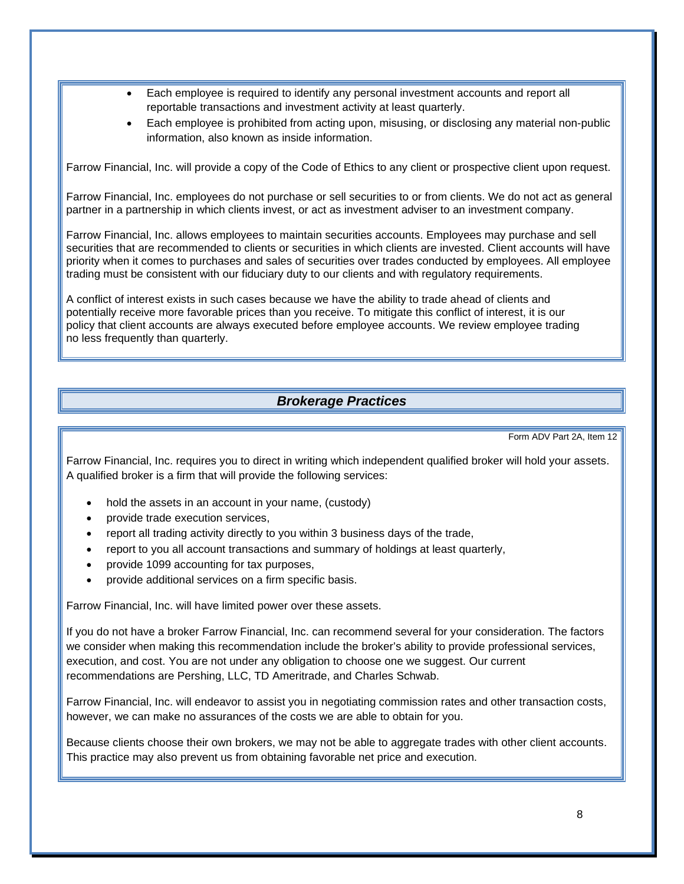- Each employee is required to identify any personal investment accounts and report all reportable transactions and investment activity at least quarterly.
- Each employee is prohibited from acting upon, misusing, or disclosing any material non-public information, also known as inside information.

Farrow Financial, Inc. will provide a copy of the Code of Ethics to any client or prospective client upon request.

Farrow Financial, Inc. employees do not purchase or sell securities to or from clients. We do not act as general partner in a partnership in which clients invest, or act as investment adviser to an investment company.

Farrow Financial, Inc. allows employees to maintain securities accounts. Employees may purchase and sell securities that are recommended to clients or securities in which clients are invested. Client accounts will have priority when it comes to purchases and sales of securities over trades conducted by employees. All employee trading must be consistent with our fiduciary duty to our clients and with regulatory requirements.

A conflict of interest exists in such cases because we have the ability to trade ahead of clients and potentially receive more favorable prices than you receive. To mitigate this conflict of interest, it is our policy that client accounts are always executed before employee accounts. We review employee trading no less frequently than quarterly.

## *Brokerage Practices*

Form ADV Part 2A, Item 12

Farrow Financial, Inc. requires you to direct in writing which independent qualified broker will hold your assets. A qualified broker is a firm that will provide the following services:

- hold the assets in an account in your name, (custody)
- provide trade execution services,
- report all trading activity directly to you within 3 business days of the trade,
- report to you all account transactions and summary of holdings at least quarterly,
- provide 1099 accounting for tax purposes,
- provide additional services on a firm specific basis.

Farrow Financial, Inc. will have limited power over these assets.

If you do not have a broker Farrow Financial, Inc. can recommend several for your consideration. The factors we consider when making this recommendation include the broker's ability to provide professional services, execution, and cost. You are not under any obligation to choose one we suggest. Our current recommendations are Pershing, LLC, TD Ameritrade, and Charles Schwab.

Farrow Financial, Inc. will endeavor to assist you in negotiating commission rates and other transaction costs, however, we can make no assurances of the costs we are able to obtain for you.

Because clients choose their own brokers, we may not be able to aggregate trades with other client accounts. This practice may also prevent us from obtaining favorable net price and execution.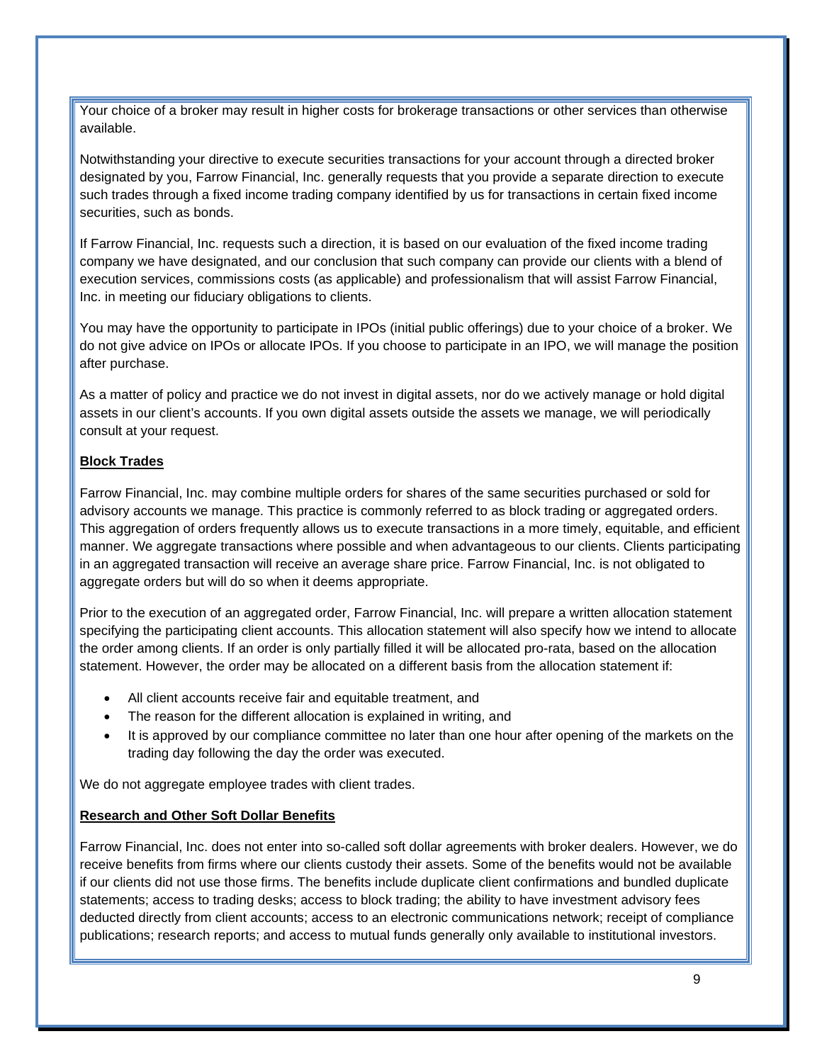Your choice of a broker may result in higher costs for brokerage transactions or other services than otherwise available.

Notwithstanding your directive to execute securities transactions for your account through a directed broker designated by you, Farrow Financial, Inc. generally requests that you provide a separate direction to execute such trades through a fixed income trading company identified by us for transactions in certain fixed income securities, such as bonds.

If Farrow Financial, Inc. requests such a direction, it is based on our evaluation of the fixed income trading company we have designated, and our conclusion that such company can provide our clients with a blend of execution services, commissions costs (as applicable) and professionalism that will assist Farrow Financial, Inc. in meeting our fiduciary obligations to clients.

You may have the opportunity to participate in IPOs (initial public offerings) due to your choice of a broker. We do not give advice on IPOs or allocate IPOs. If you choose to participate in an IPO, we will manage the position after purchase.

As a matter of policy and practice we do not invest in digital assets, nor do we actively manage or hold digital assets in our client's accounts. If you own digital assets outside the assets we manage, we will periodically consult at your request.

**Block Trades**

Farrow Financial, Inc. may combine multiple orders for shares of the same securities purchased or sold for advisory accounts we manage. This practice is commonly referred to as block trading or aggregated orders. This aggregation of orders frequently allows us to execute transactions in a more timely, equitable, and efficient manner. We aggregate transactions where possible and when advantageous to our clients. Clients participating in an aggregated transaction will receive an average share price. Farrow Financial, Inc. is not obligated to aggregate orders but will do so when it deems appropriate.

Prior to the execution of an aggregated order, Farrow Financial, Inc. will prepare a written allocation statement specifying the participating client accounts. This allocation statement will also specify how we intend to allocate the order among clients. If an order is only partially filled it will be allocated pro-rata, based on the allocation statement. However, the order may be allocated on a different basis from the allocation statement if:

- All client accounts receive fair and equitable treatment, and
- The reason for the different allocation is explained in writing, and
- It is approved by our compliance committee no later than one hour after opening of the markets on the trading day following the day the order was executed.

We do not aggregate employee trades with client trades.

**Research and Other Soft Dollar Benefits**

Farrow Financial, Inc. does not enter into so-called soft dollar agreements with broker dealers. However, we do receive benefits from firms where our clients custody their assets. Some of the benefits would not be available if our clients did not use those firms. The benefits include duplicate client confirmations and bundled duplicate statements; access to trading desks; access to block trading; the ability to have investment advisory fees deducted directly from client accounts; access to an electronic communications network; receipt of compliance publications; research reports; and access to mutual funds generally only available to institutional investors.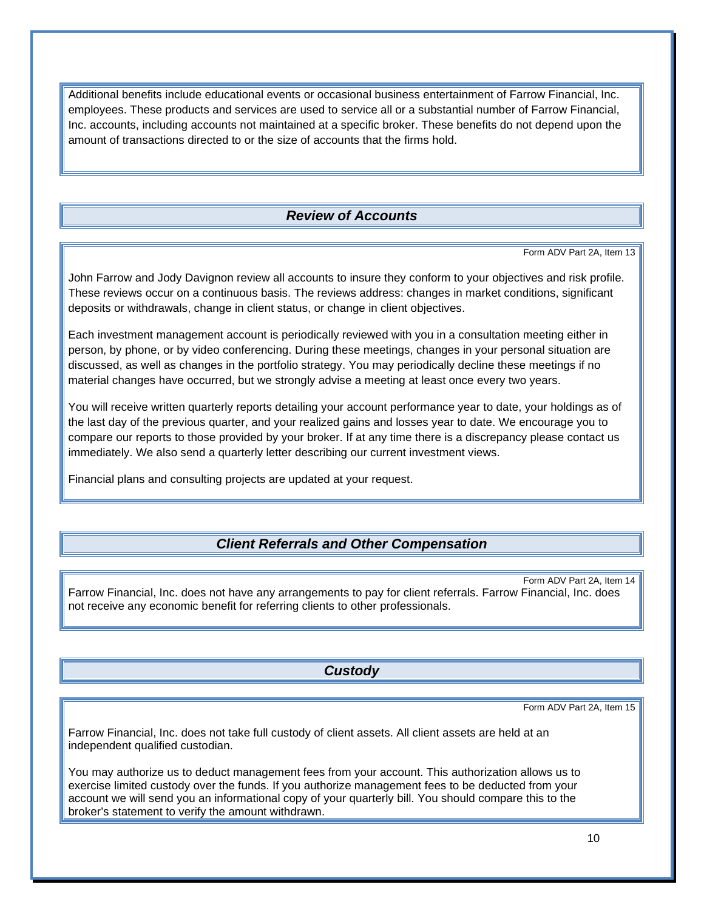Additional benefits include educational events or occasional business entertainment of Farrow Financial, Inc. employees. These products and services are used to service all or a substantial number of Farrow Financial, Inc. accounts, including accounts not maintained at a specific broker. These benefits do not depend upon the amount of transactions directed to or the size of accounts that the firms hold.

## *Review of Accounts*

Form ADV Part 2A, Item 13

John Farrow and Jody Davignon review all accounts to insure they conform to your objectives and risk profile. These reviews occur on a continuous basis. The reviews address: changes in market conditions, significant deposits or withdrawals, change in client status, or change in client objectives.

Each investment management account is periodically reviewed with you in a consultation meeting either in person, by phone, or by video conferencing. During these meetings, changes in your personal situation are discussed, as well as changes in the portfolio strategy. You may periodically decline these meetings if no material changes have occurred, but we strongly advise a meeting at least once every two years.

You will receive written quarterly reports detailing your account performance year to date, your holdings as of the last day of the previous quarter, and your realized gains and losses year to date. We encourage you to compare our reports to those provided by your broker. If at any time there is a discrepancy please contact us immediately. We also send a quarterly letter describing our current investment views.

Financial plans and consulting projects are updated at your request.

## *Client Referrals and Other Compensation*

Form ADV Part 2A, Item 14

Farrow Financial, Inc. does not have any arrangements to pay for client referrals. Farrow Financial, Inc. does not receive any economic benefit for referring clients to other professionals.

## *Custody*

Form ADV Part 2A, Item 15

Farrow Financial, Inc. does not take full custody of client assets. All client assets are held at an independent qualified custodian.

You may authorize us to deduct management fees from your account. This authorization allows us to exercise limited custody over the funds. If you authorize management fees to be deducted from your account we will send you an informational copy of your quarterly bill. You should compare this to the broker's statement to verify the amount withdrawn.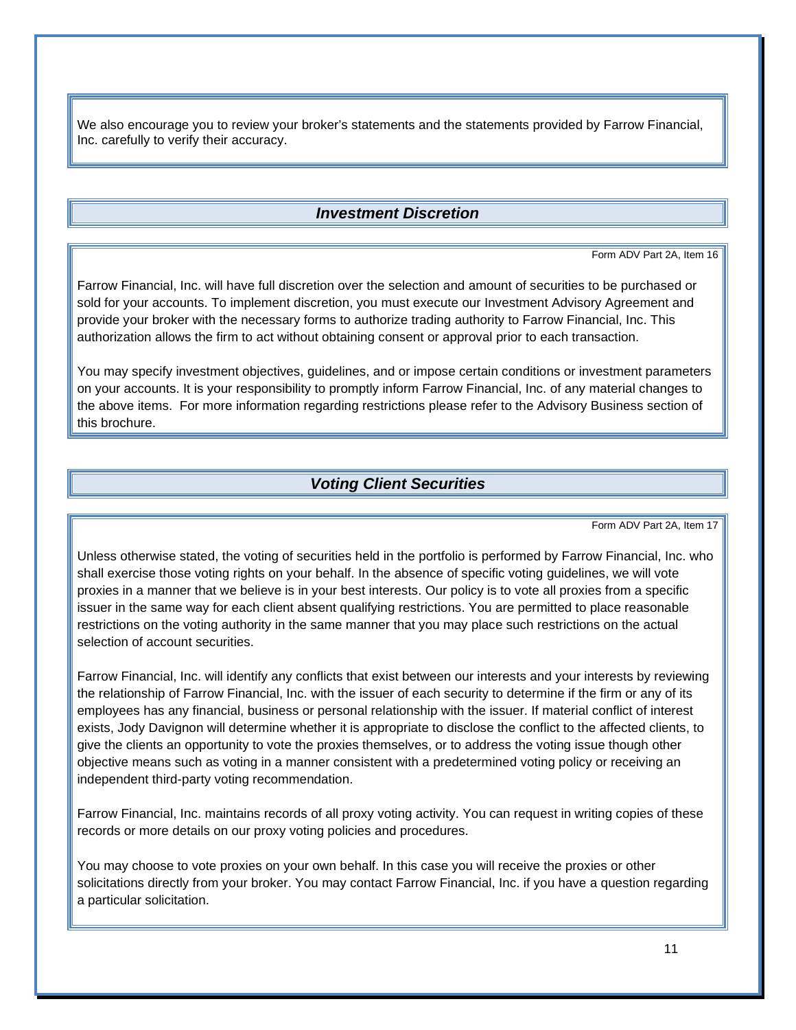We also encourage you to review your broker's statements and the statements provided by Farrow Financial, Inc. carefully to verify their accuracy.

## *Investment Discretion*

Form ADV Part 2A, Item 16

Farrow Financial, Inc. will have full discretion over the selection and amount of securities to be purchased or sold for your accounts. To implement discretion, you must execute our Investment Advisory Agreement and provide your broker with the necessary forms to authorize trading authority to Farrow Financial, Inc. This authorization allows the firm to act without obtaining consent or approval prior to each transaction.

You may specify investment objectives, guidelines, and or impose certain conditions or investment parameters on your accounts. It is your responsibility to promptly inform Farrow Financial, Inc. of any material changes to the above items. For more information regarding restrictions please refer to the Advisory Business section of this brochure.

## *Voting Client Securities*

Form ADV Part 2A, Item 17

Unless otherwise stated, the voting of securities held in the portfolio is performed by Farrow Financial, Inc. who shall exercise those voting rights on your behalf. In the absence of specific voting guidelines, we will vote proxies in a manner that we believe is in your best interests. Our policy is to vote all proxies from a specific issuer in the same way for each client absent qualifying restrictions. You are permitted to place reasonable restrictions on the voting authority in the same manner that you may place such restrictions on the actual selection of account securities.

Farrow Financial, Inc. will identify any conflicts that exist between our interests and your interests by reviewing the relationship of Farrow Financial, Inc. with the issuer of each security to determine if the firm or any of its employees has any financial, business or personal relationship with the issuer. If material conflict of interest exists, Jody Davignon will determine whether it is appropriate to disclose the conflict to the affected clients, to give the clients an opportunity to vote the proxies themselves, or to address the voting issue though other objective means such as voting in a manner consistent with a predetermined voting policy or receiving an independent third-party voting recommendation.

Farrow Financial, Inc. maintains records of all proxy voting activity. You can request in writing copies of these records or more details on our proxy voting policies and procedures.

You may choose to vote proxies on your own behalf. In this case you will receive the proxies or other solicitations directly from your broker. You may contact Farrow Financial, Inc. if you have a question regarding a particular solicitation.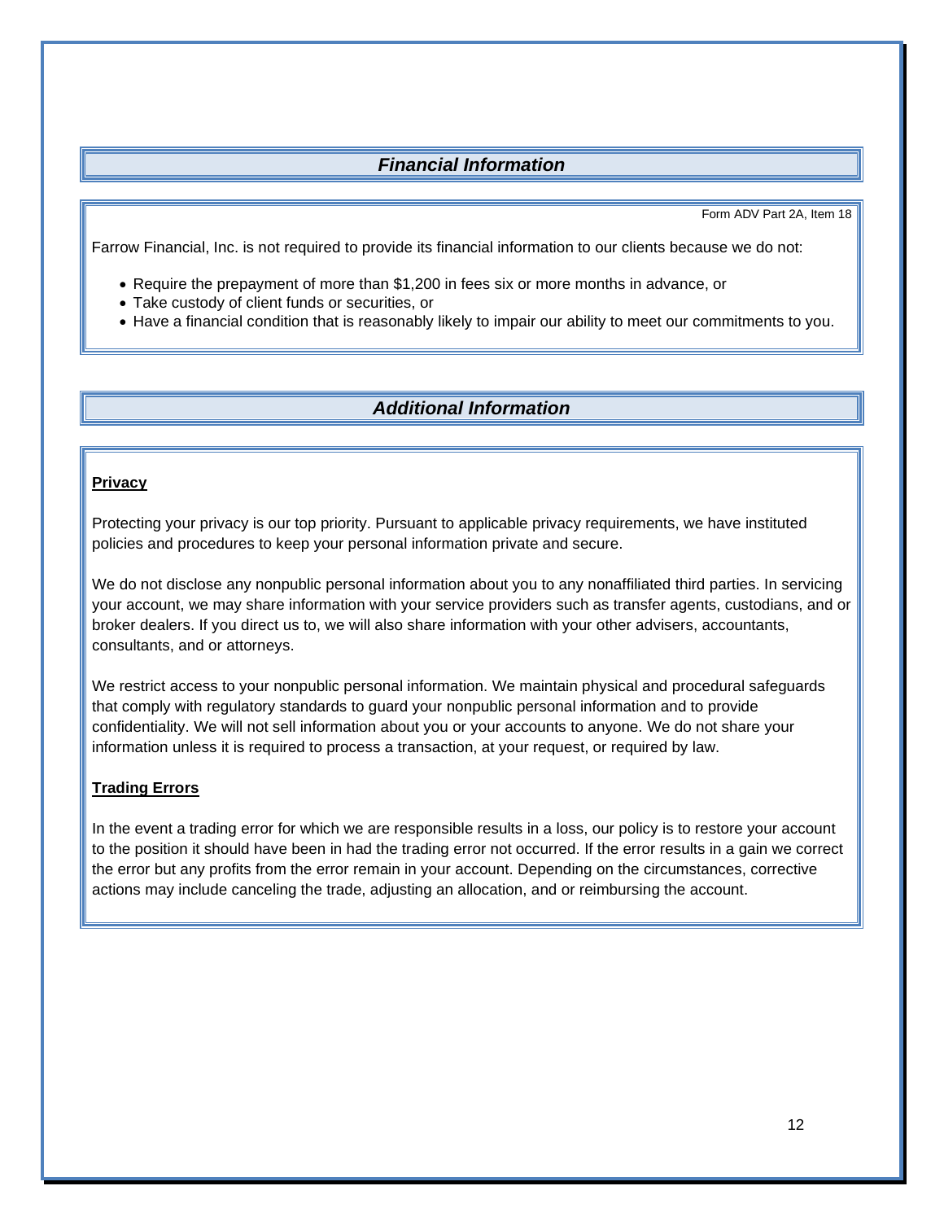## *Financial Information*

Form ADV Part 2A, Item 18

Farrow Financial, Inc. is not required to provide its financial information to our clients because we do not:

- Require the prepayment of more than $1,200 in fees six or more months in advance, or
- Take custody of client funds or securities, or
- Have a financial condition that is reasonably likely to impair our ability to meet our commitments to you.

## *Additional Information*

**Privacy**

Protecting your privacy is our top priority. Pursuant to applicable privacy requirements, we have instituted policies and procedures to keep your personal information private and secure.

We do not disclose any nonpublic personal information about you to any nonaffiliated third parties. In servicing your account, we may share information with your service providers such as transfer agents, custodians, and or broker dealers. If you direct us to, we will also share information with your other advisers, accountants, consultants, and or attorneys.

We restrict access to your nonpublic personal information. We maintain physical and procedural safeguards that comply with regulatory standards to guard your nonpublic personal information and to provide confidentiality. We will not sell information about you or your accounts to anyone. We do not share your information unless it is required to process a transaction, at your request, or required by law.

**Trading Errors**

In the event a trading error for which we are responsible results in a loss, our policy is to restore your account to the position it should have been in had the trading error not occurred. If the error results in a gain we correct the error but any profits from the error remain in your account. Depending on the circumstances, corrective actions may include canceling the trade, adjusting an allocation, and or reimbursing the account.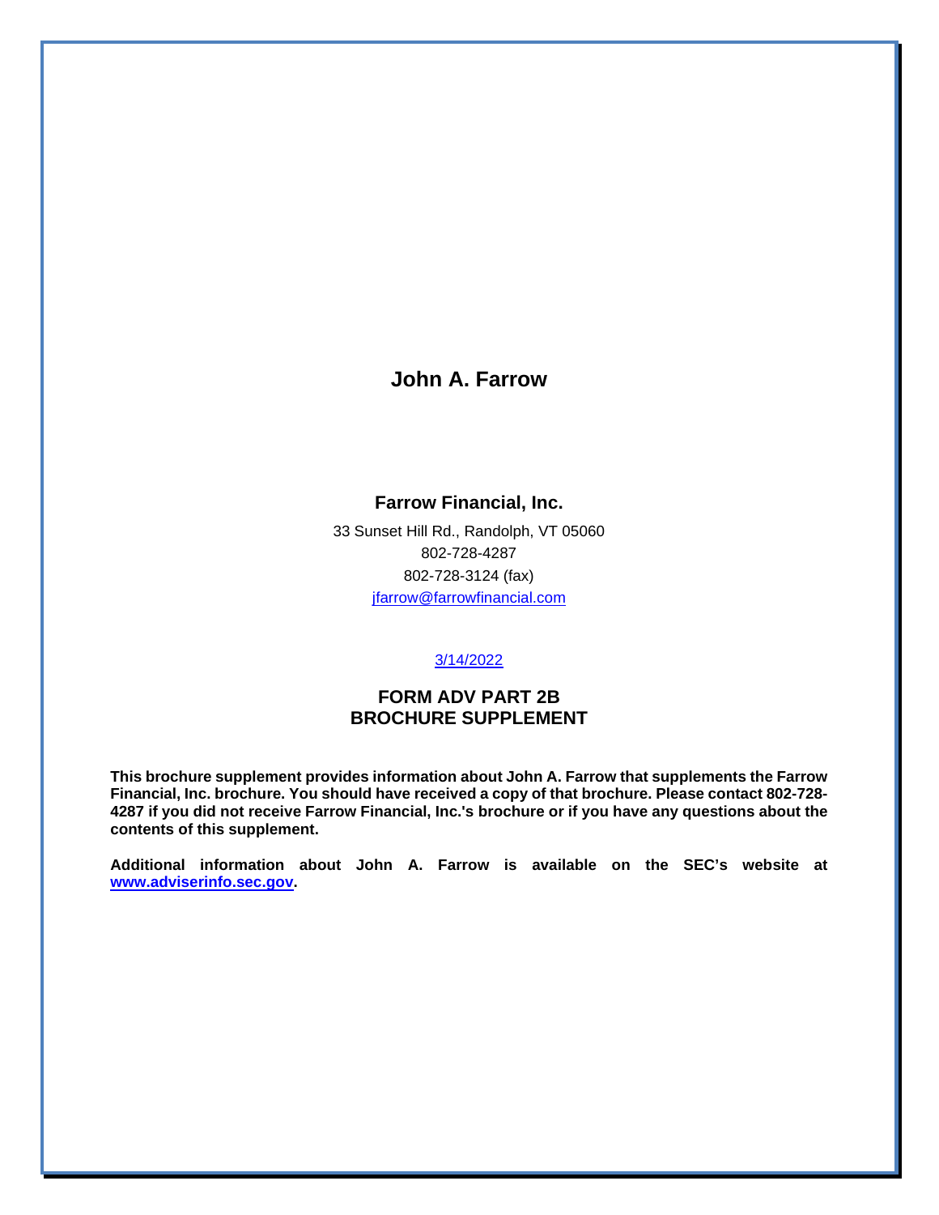# John A. Farrow

## Farrow Financial, Inc.

33 Sunset Hill Rd., Randolph, VT 05060
802-728-4287
802-728-3124 (fax)
jfarrow@farrowfinancial.com

3/14/2022

## FORM ADV PART 2B
## BROCHURE SUPPLEMENT

**This brochure supplement provides information about John A. Farrow that supplements the Farrow Financial, Inc. brochure. You should have received a copy of that brochure. Please contact 802-728-4287 if you did not receive Farrow Financial, Inc.'s brochure or if you have any questions about the contents of this supplement.**

**Additional information about John A. Farrow is available on the SEC's website at www.adviserinfo.sec.gov.**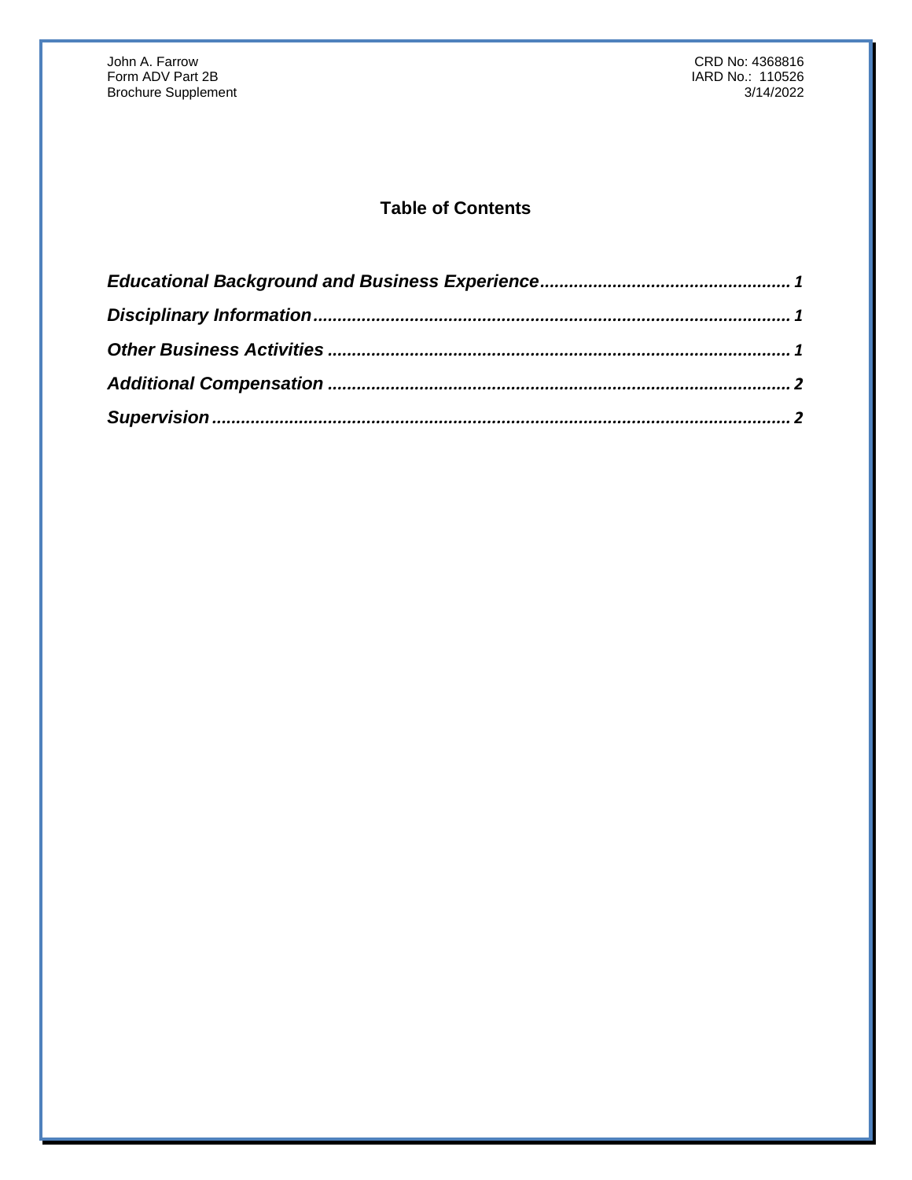## Table of Contents

**Educational Background and Business Experience** .................................................. 1

**Disciplinary Information** ........................................................................................ 1

**Other Business Activities** ...................................................................................... 1

**Additional Compensation** ...................................................................................... 2

**Supervision** ............................................................................................................ 2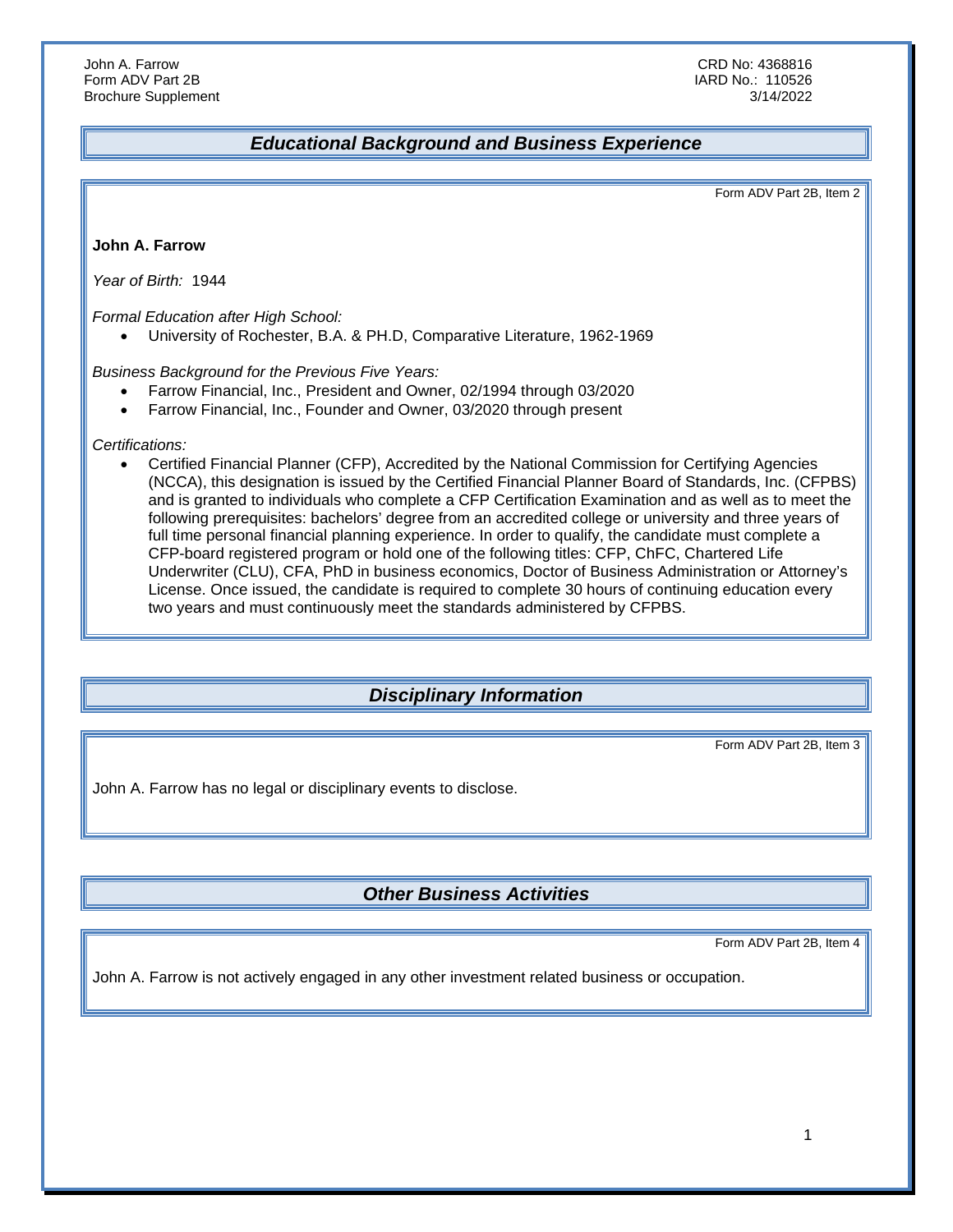## Educational Background and Business Experience

Form ADV Part 2B, Item 2

**John A. Farrow**

*Year of Birth:* 1944

*Formal Education after High School:*

- University of Rochester, B.A. & PH.D, Comparative Literature, 1962-1969

*Business Background for the Previous Five Years:*

- Farrow Financial, Inc., President and Owner, 02/1994 through 03/2020
- Farrow Financial, Inc., Founder and Owner, 03/2020 through present

*Certifications:*

- Certified Financial Planner (CFP), Accredited by the National Commission for Certifying Agencies (NCCA), this designation is issued by the Certified Financial Planner Board of Standards, Inc. (CFPBS) and is granted to individuals who complete a CFP Certification Examination and as well as to meet the following prerequisites: bachelors' degree from an accredited college or university and three years of full time personal financial planning experience. In order to qualify, the candidate must complete a CFP-board registered program or hold one of the following titles: CFP, ChFC, Chartered Life Underwriter (CLU), CFA, PhD in business economics, Doctor of Business Administration or Attorney's License. Once issued, the candidate is required to complete 30 hours of continuing education every two years and must continuously meet the standards administered by CFPBS.

## Disciplinary Information

Form ADV Part 2B, Item 3

John A. Farrow has no legal or disciplinary events to disclose.

## Other Business Activities

Form ADV Part 2B, Item 4

John A. Farrow is not actively engaged in any other investment related business or occupation.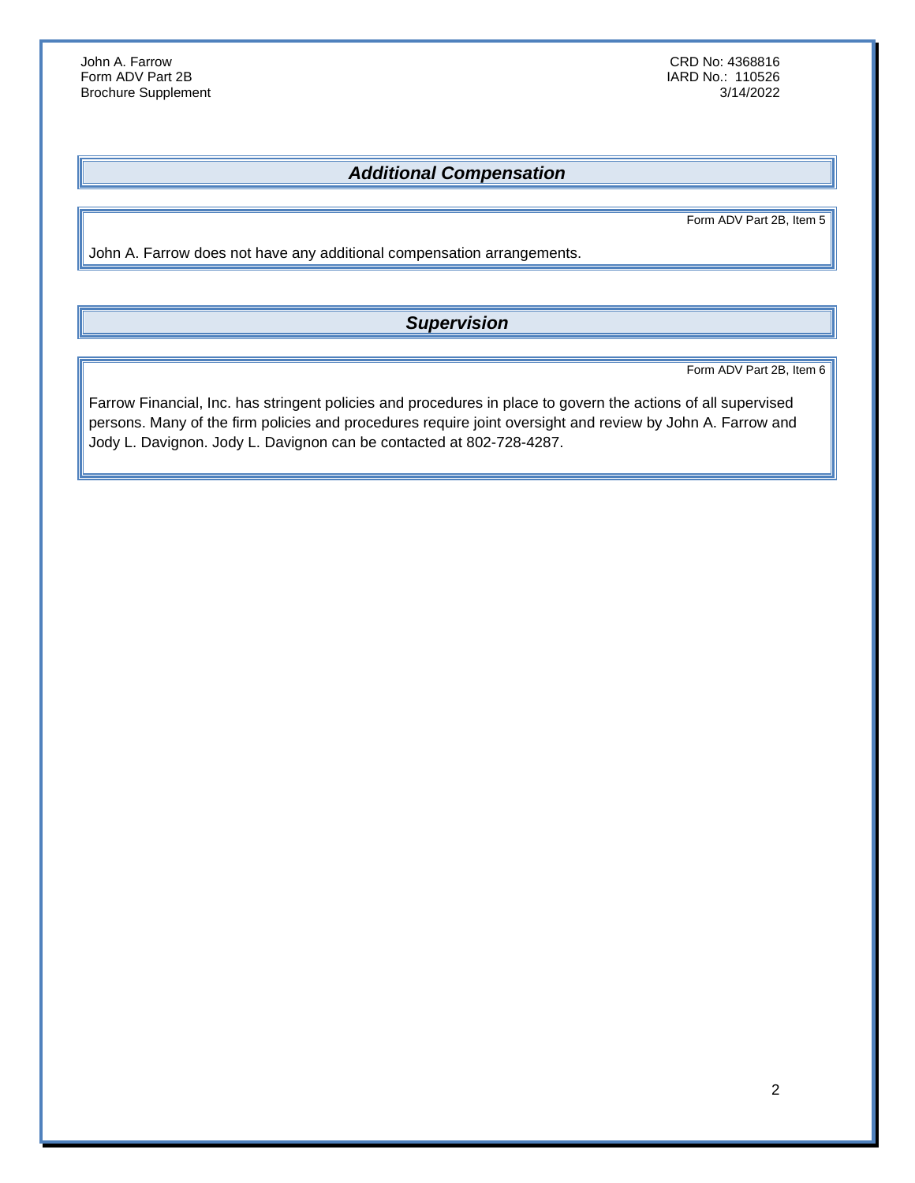## *Additional Compensation*

Form ADV Part 2B, Item 5

John A. Farrow does not have any additional compensation arrangements.

## *Supervision*

Form ADV Part 2B, Item 6

Farrow Financial, Inc. has stringent policies and procedures in place to govern the actions of all supervised persons. Many of the firm policies and procedures require joint oversight and review by John A. Farrow and Jody L. Davignon. Jody L. Davignon can be contacted at 802-728-4287.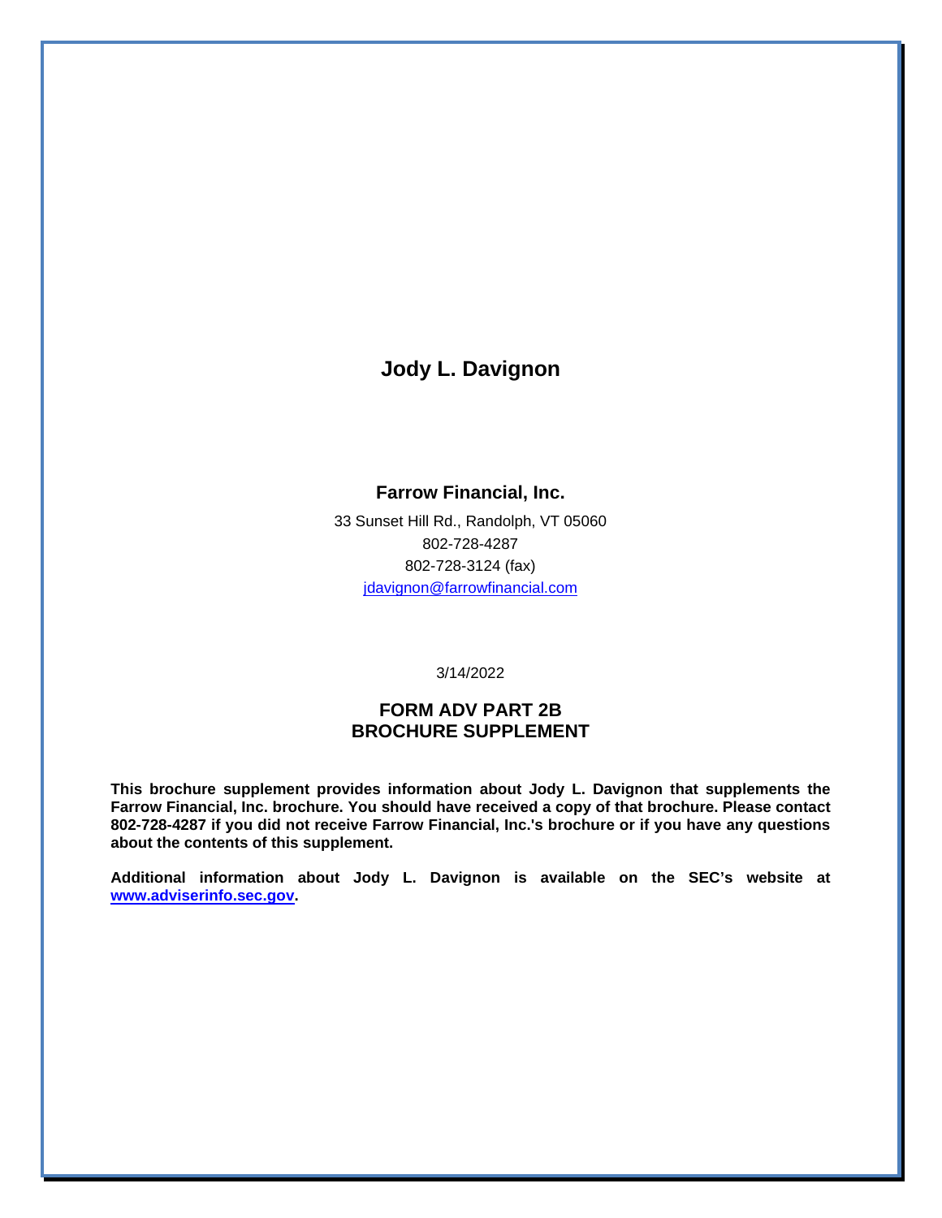# Jody L. Davignon

## Farrow Financial, Inc.

33 Sunset Hill Rd., Randolph, VT 05060

802-728-4287

802-728-3124 (fax)

jdavignon@farrowfinancial.com

3/14/2022

## FORM ADV PART 2B
## BROCHURE SUPPLEMENT

**This brochure supplement provides information about Jody L. Davignon that supplements the Farrow Financial, Inc. brochure. You should have received a copy of that brochure. Please contact 802-728-4287 if you did not receive Farrow Financial, Inc.'s brochure or if you have any questions about the contents of this supplement.**

**Additional information about Jody L. Davignon is available on the SEC's website at www.adviserinfo.sec.gov.**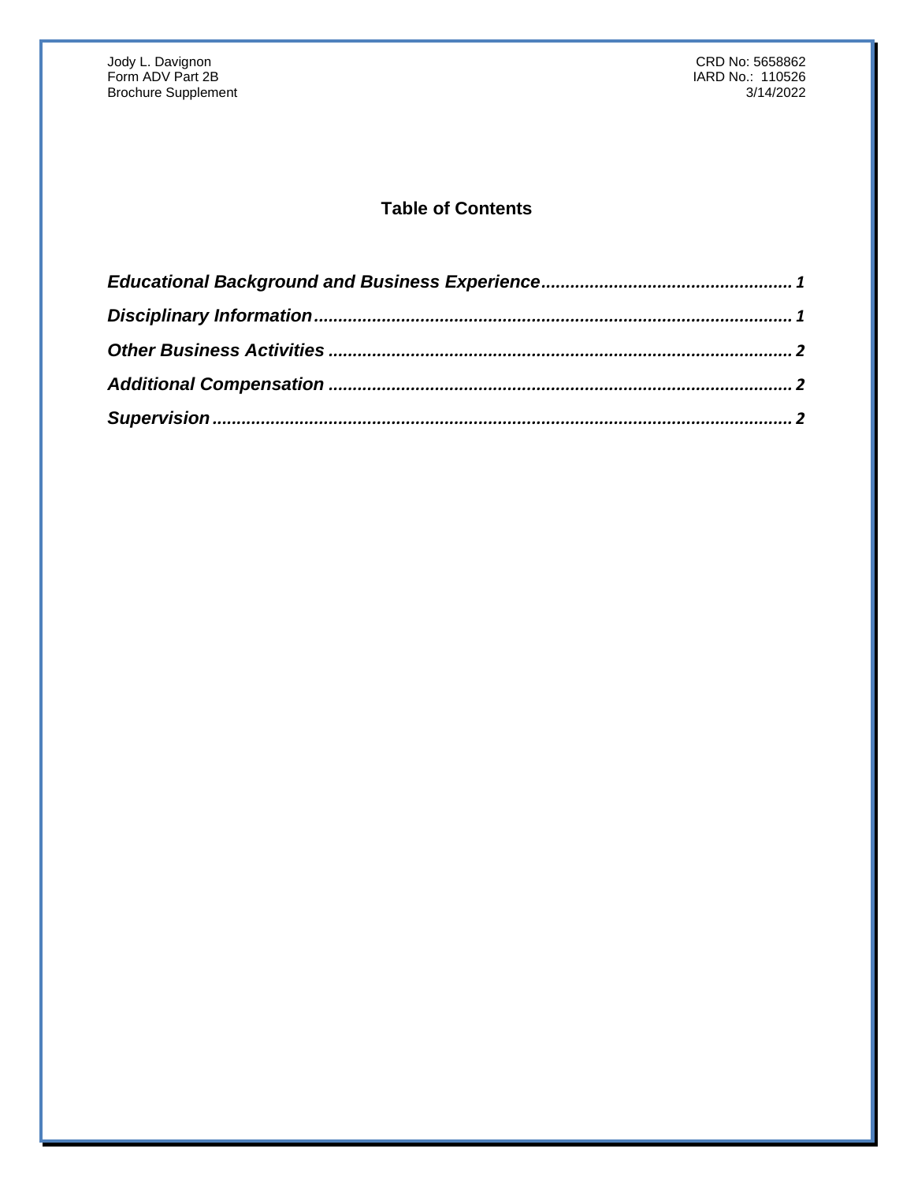## Table of Contents

***Educational Background and Business Experience*** ........................................ 1

***Disciplinary Information*** ........................................................................ 1

***Other Business Activities*** ...................................................................... 2

***Additional Compensation*** .................................................................... 2

***Supervision*** ..................................................................................... 2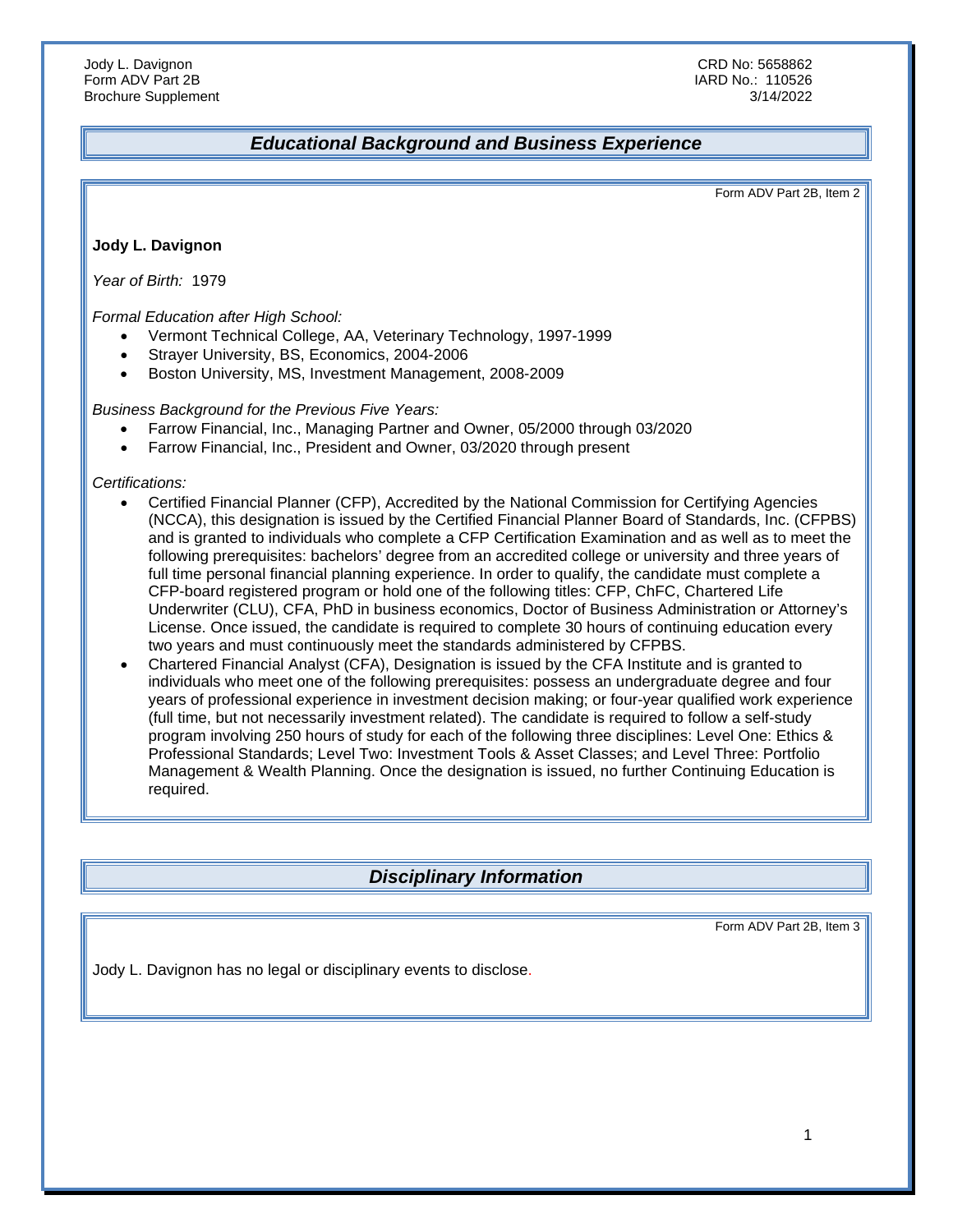## Educational Background and Business Experience

Form ADV Part 2B, Item 2

**Jody L. Davignon**

*Year of Birth:* 1979

*Formal Education after High School:*

- Vermont Technical College, AA, Veterinary Technology, 1997-1999
- Strayer University, BS, Economics, 2004-2006
- Boston University, MS, Investment Management, 2008-2009

*Business Background for the Previous Five Years:*

- Farrow Financial, Inc., Managing Partner and Owner, 05/2000 through 03/2020
- Farrow Financial, Inc., President and Owner, 03/2020 through present

*Certifications:*

- Certified Financial Planner (CFP), Accredited by the National Commission for Certifying Agencies (NCCA), this designation is issued by the Certified Financial Planner Board of Standards, Inc. (CFPBS) and is granted to individuals who complete a CFP Certification Examination and as well as to meet the following prerequisites: bachelors' degree from an accredited college or university and three years of full time personal financial planning experience. In order to qualify, the candidate must complete a CFP-board registered program or hold one of the following titles: CFP, ChFC, Chartered Life Underwriter (CLU), CFA, PhD in business economics, Doctor of Business Administration or Attorney's License. Once issued, the candidate is required to complete 30 hours of continuing education every two years and must continuously meet the standards administered by CFPBS.
- Chartered Financial Analyst (CFA), Designation is issued by the CFA Institute and is granted to individuals who meet one of the following prerequisites: possess an undergraduate degree and four years of professional experience in investment decision making; or four-year qualified work experience (full time, but not necessarily investment related). The candidate is required to follow a self-study program involving 250 hours of study for each of the following three disciplines: Level One: Ethics & Professional Standards; Level Two: Investment Tools & Asset Classes; and Level Three: Portfolio Management & Wealth Planning. Once the designation is issued, no further Continuing Education is required.

## Disciplinary Information

Form ADV Part 2B, Item 3

Jody L. Davignon has no legal or disciplinary events to disclose.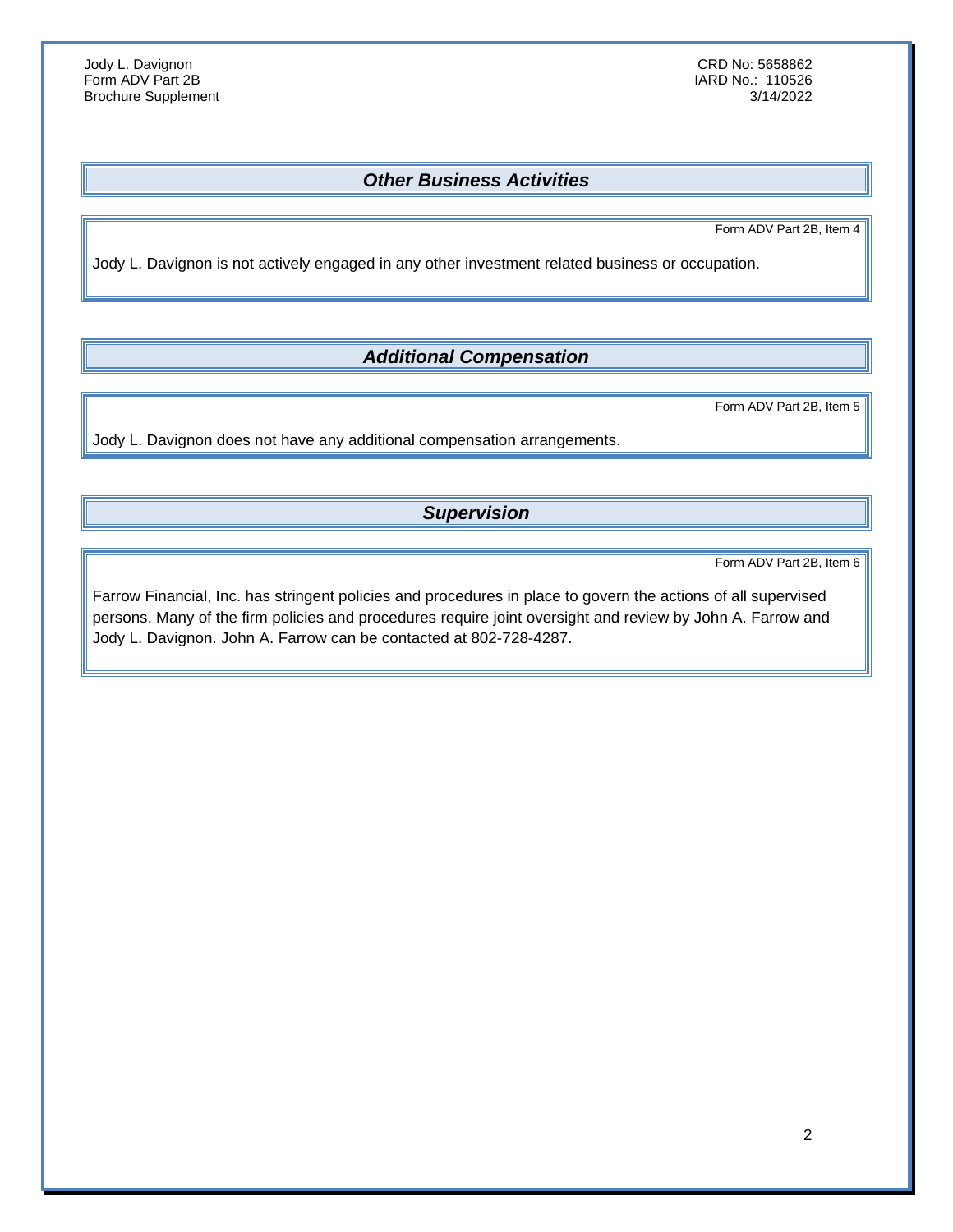## Other Business Activities

Form ADV Part 2B, Item 4

Jody L. Davignon is not actively engaged in any other investment related business or occupation.

## Additional Compensation

Form ADV Part 2B, Item 5

Jody L. Davignon does not have any additional compensation arrangements.

## Supervision

Form ADV Part 2B, Item 6

Farrow Financial, Inc. has stringent policies and procedures in place to govern the actions of all supervised persons. Many of the firm policies and procedures require joint oversight and review by John A. Farrow and Jody L. Davignon. John A. Farrow can be contacted at 802-728-4287.